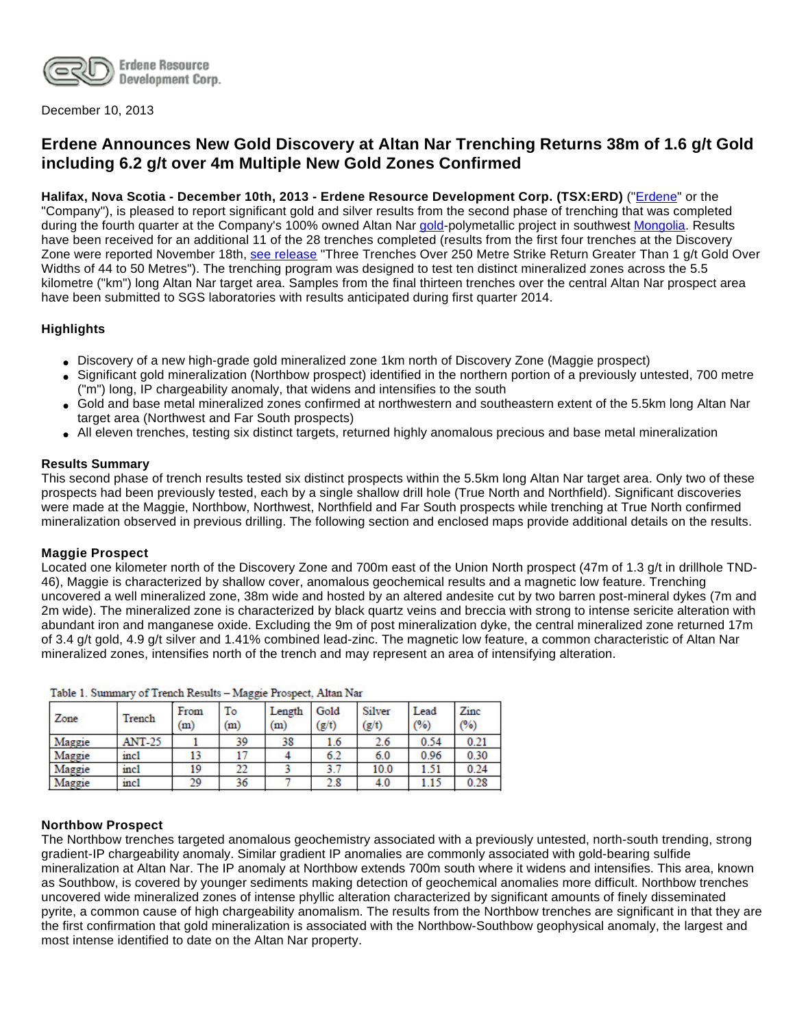Erdene Resource Development Corp.

December 10, 2013

# Erdene Announces New Gold Discovery at Altan Nar Trenching Returns 38m of 1.6 g/t Gold including 6.2 g/t over 4m Multiple New Gold Zones Confirmed

**Halifax, Nova Scotia - December 10th, 2013 - Erdene Resource Development Corp. (TSX:ERD)** ("Erdene" or the "Company"), is pleased to report significant gold and silver results from the second phase of trenching that was completed during the fourth quarter at the Company's 100% owned Altan Nar gold-polymetallic project in southwest Mongolia. Results have been received for an additional 11 of the 28 trenches completed (results from the first four trenches at the Discovery Zone were reported November 18th, see release "Three Trenches Over 250 Metre Strike Return Greater Than 1 g/t Gold Over Widths of 44 to 50 Metres"). The trenching program was designed to test ten distinct mineralized zones across the 5.5 kilometre ("km") long Altan Nar target area. Samples from the final thirteen trenches over the central Altan Nar prospect area have been submitted to SGS laboratories with results anticipated during first quarter 2014.

### Highlights

- Discovery of a new high-grade gold mineralized zone 1km north of Discovery Zone (Maggie prospect)
- Significant gold mineralization (Northbow prospect) identified in the northern portion of a previously untested, 700 metre ("m") long, IP chargeability anomaly, that widens and intensifies to the south
- Gold and base metal mineralized zones confirmed at northwestern and southeastern extent of the 5.5km long Altan Nar target area (Northwest and Far South prospects)
- All eleven trenches, testing six distinct targets, returned highly anomalous precious and base metal mineralization

### Results Summary

This second phase of trench results tested six distinct prospects within the 5.5km long Altan Nar target area. Only two of these prospects had been previously tested, each by a single shallow drill hole (True North and Northfield). Significant discoveries were made at the Maggie, Northbow, Northwest, Northfield and Far South prospects while trenching at True North confirmed mineralization observed in previous drilling. The following section and enclosed maps provide additional details on the results.

### Maggie Prospect

Located one kilometer north of the Discovery Zone and 700m east of the Union North prospect (47m of 1.3 g/t in drillhole TND-46), Maggie is characterized by shallow cover, anomalous geochemical results and a magnetic low feature. Trenching uncovered a well mineralized zone, 38m wide and hosted by an altered andesite cut by two barren post-mineral dykes (7m and 2m wide). The mineralized zone is characterized by black quartz veins and breccia with strong to intense sericite alteration with abundant iron and manganese oxide. Excluding the 9m of post mineralization dyke, the central mineralized zone returned 17m of 3.4 g/t gold, 4.9 g/t silver and 1.41% combined lead-zinc. The magnetic low feature, a common characteristic of Altan Nar mineralized zones, intensifies north of the trench and may represent an area of intensifying alteration.

Table 1. Summary of Trench Results – Maggie Prospect, Altan Nar

| Zone | Trench | From (m) | To (m) | Length (m) | Gold (g/t) | Silver (g/t) | Lead (%) | Zinc (%) |
|---|---|---|---|---|---|---|---|---|
| Maggie | ANT-25 | 1 | 39 | 38 | 1.6 | 2.6 | 0.54 | 0.21 |
| Maggie | incl | 13 | 17 | 4 | 6.2 | 6.0 | 0.96 | 0.30 |
| Maggie | incl | 19 | 22 | 3 | 3.7 | 10.0 | 1.51 | 0.24 |
| Maggie | incl | 29 | 36 | 7 | 2.8 | 4.0 | 1.15 | 0.28 |

### Northbow Prospect

The Northbow trenches targeted anomalous geochemistry associated with a previously untested, north-south trending, strong gradient-IP chargeability anomaly. Similar gradient IP anomalies are commonly associated with gold-bearing sulfide mineralization at Altan Nar. The IP anomaly at Northbow extends 700m south where it widens and intensifies. This area, known as Southbow, is covered by younger sediments making detection of geochemical anomalies more difficult. Northbow trenches uncovered wide mineralized zones of intense phyllic alteration characterized by significant amounts of finely disseminated pyrite, a common cause of high chargeability anomalism. The results from the Northbow trenches are significant in that they are the first confirmation that gold mineralization is associated with the Northbow-Southbow geophysical anomaly, the largest and most intense identified to date on the Altan Nar property.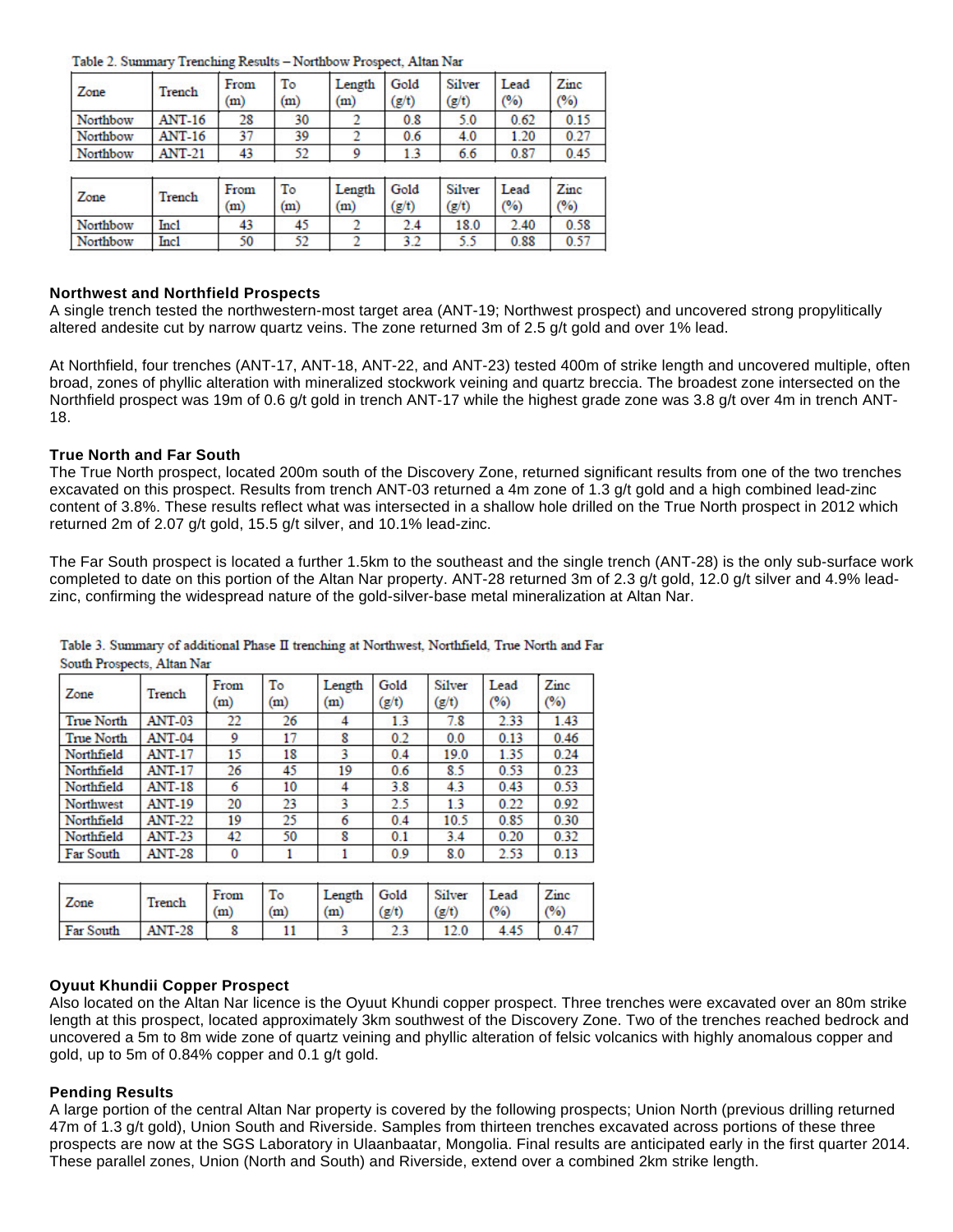Table 2. Summary Trenching Results – Northbow Prospect, Altan Nar

| Zone | Trench | From (m) | To (m) | Length (m) | Gold (g/t) | Silver (g/t) | Lead (%) | Zinc (%) |
|---|---|---|---|---|---|---|---|---|
| Northbow | ANT-16 | 28 | 30 | 2 | 0.8 | 5.0 | 0.62 | 0.15 |
| Northbow | ANT-16 | 37 | 39 | 2 | 0.6 | 4.0 | 1.20 | 0.27 |
| Northbow | ANT-21 | 43 | 52 | 9 | 1.3 | 6.6 | 0.87 | 0.45 |

| Zone | Trench | From (m) | To (m) | Length (m) | Gold (g/t) | Silver (g/t) | Lead (%) | Zinc (%) |
|---|---|---|---|---|---|---|---|---|
| Northbow | Incl | 43 | 45 | 2 | 2.4 | 18.0 | 2.40 | 0.58 |
| Northbow | Incl | 50 | 52 | 2 | 3.2 | 5.5 | 0.88 | 0.57 |

### Northwest and Northfield Prospects

A single trench tested the northwestern-most target area (ANT-19; Northwest prospect) and uncovered strong propylitically altered andesite cut by narrow quartz veins. The zone returned 3m of 2.5 g/t gold and over 1% lead.

At Northfield, four trenches (ANT-17, ANT-18, ANT-22, and ANT-23) tested 400m of strike length and uncovered multiple, often broad, zones of phyllic alteration with mineralized stockwork veining and quartz breccia. The broadest zone intersected on the Northfield prospect was 19m of 0.6 g/t gold in trench ANT-17 while the highest grade zone was 3.8 g/t over 4m in trench ANT-18.

### True North and Far South

The True North prospect, located 200m south of the Discovery Zone, returned significant results from one of the two trenches excavated on this prospect. Results from trench ANT-03 returned a 4m zone of 1.3 g/t gold and a high combined lead-zinc content of 3.8%. These results reflect what was intersected in a shallow hole drilled on the True North prospect in 2012 which returned 2m of 2.07 g/t gold, 15.5 g/t silver, and 10.1% lead-zinc.

The Far South prospect is located a further 1.5km to the southeast and the single trench (ANT-28) is the only sub-surface work completed to date on this portion of the Altan Nar property. ANT-28 returned 3m of 2.3 g/t gold, 12.0 g/t silver and 4.9% lead-zinc, confirming the widespread nature of the gold-silver-base metal mineralization at Altan Nar.

Table 3. Summary of additional Phase II trenching at Northwest, Northfield, True North and Far South Prospects, Altan Nar

| Zone | Trench | From (m) | To (m) | Length (m) | Gold (g/t) | Silver (g/t) | Lead (%) | Zinc (%) |
|---|---|---|---|---|---|---|---|---|
| True North | ANT-03 | 22 | 26 | 4 | 1.3 | 7.8 | 2.33 | 1.43 |
| True North | ANT-04 | 9 | 17 | 8 | 0.2 | 0.0 | 0.13 | 0.46 |
| Northfield | ANT-17 | 15 | 18 | 3 | 0.4 | 19.0 | 1.35 | 0.24 |
| Northfield | ANT-17 | 26 | 45 | 19 | 0.6 | 8.5 | 0.53 | 0.23 |
| Northfield | ANT-18 | 6 | 10 | 4 | 3.8 | 4.3 | 0.43 | 0.53 |
| Northwest | ANT-19 | 20 | 23 | 3 | 2.5 | 1.3 | 0.22 | 0.92 |
| Northfield | ANT-22 | 19 | 25 | 6 | 0.4 | 10.5 | 0.85 | 0.30 |
| Northfield | ANT-23 | 42 | 50 | 8 | 0.1 | 3.4 | 0.20 | 0.32 |
| Far South | ANT-28 | 0 | 1 | 1 | 0.9 | 8.0 | 2.53 | 0.13 |

| Zone | Trench | From (m) | To (m) | Length (m) | Gold (g/t) | Silver (g/t) | Lead (%) | Zinc (%) |
|---|---|---|---|---|---|---|---|---|
| Far South | ANT-28 | 8 | 11 | 3 | 2.3 | 12.0 | 4.45 | 0.47 |

### Oyuut Khundii Copper Prospect

Also located on the Altan Nar licence is the Oyuut Khundi copper prospect. Three trenches were excavated over an 80m strike length at this prospect, located approximately 3km southwest of the Discovery Zone. Two of the trenches reached bedrock and uncovered a 5m to 8m wide zone of quartz veining and phyllic alteration of felsic volcanics with highly anomalous copper and gold, up to 5m of 0.84% copper and 0.1 g/t gold.

### Pending Results

A large portion of the central Altan Nar property is covered by the following prospects; Union North (previous drilling returned 47m of 1.3 g/t gold), Union South and Riverside. Samples from thirteen trenches excavated across portions of these three prospects are now at the SGS Laboratory in Ulaanbaatar, Mongolia. Final results are anticipated early in the first quarter 2014. These parallel zones, Union (North and South) and Riverside, extend over a combined 2km strike length.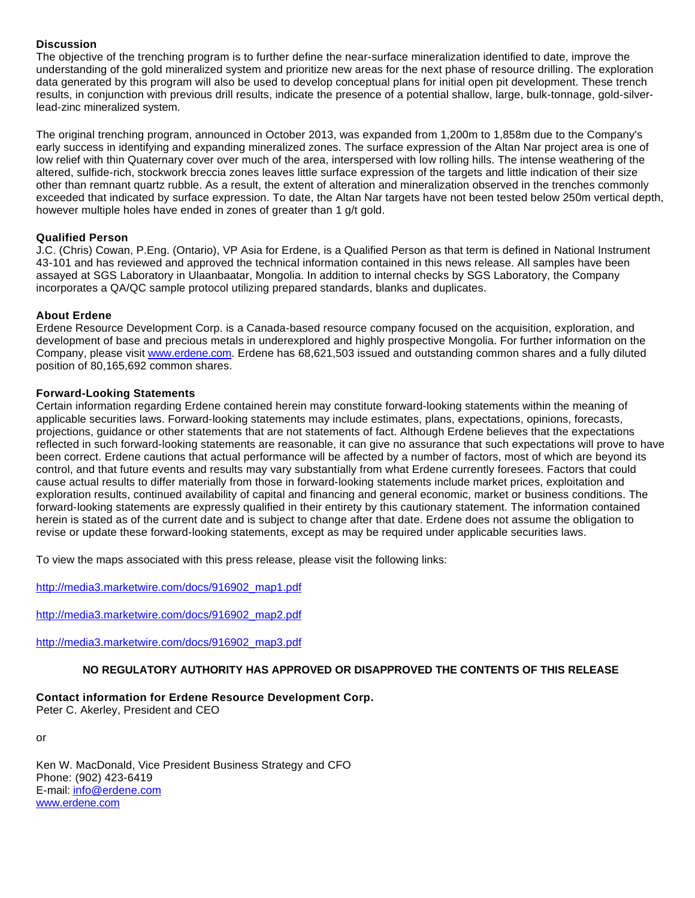**Discussion**

The objective of the trenching program is to further define the near-surface mineralization identified to date, improve the understanding of the gold mineralized system and prioritize new areas for the next phase of resource drilling. The exploration data generated by this program will also be used to develop conceptual plans for initial open pit development. These trench results, in conjunction with previous drill results, indicate the presence of a potential shallow, large, bulk-tonnage, gold-silver-lead-zinc mineralized system.

The original trenching program, announced in October 2013, was expanded from 1,200m to 1,858m due to the Company's early success in identifying and expanding mineralized zones. The surface expression of the Altan Nar project area is one of low relief with thin Quaternary cover over much of the area, interspersed with low rolling hills. The intense weathering of the altered, sulfide-rich, stockwork breccia zones leaves little surface expression of the targets and little indication of their size other than remnant quartz rubble. As a result, the extent of alteration and mineralization observed in the trenches commonly exceeded that indicated by surface expression. To date, the Altan Nar targets have not been tested below 250m vertical depth, however multiple holes have ended in zones of greater than 1 g/t gold.

**Qualified Person**

J.C. (Chris) Cowan, P.Eng. (Ontario), VP Asia for Erdene, is a Qualified Person as that term is defined in National Instrument 43-101 and has reviewed and approved the technical information contained in this news release. All samples have been assayed at SGS Laboratory in Ulaanbaatar, Mongolia. In addition to internal checks by SGS Laboratory, the Company incorporates a QA/QC sample protocol utilizing prepared standards, blanks and duplicates.

**About Erdene**

Erdene Resource Development Corp. is a Canada-based resource company focused on the acquisition, exploration, and development of base and precious metals in underexplored and highly prospective Mongolia. For further information on the Company, please visit www.erdene.com. Erdene has 68,621,503 issued and outstanding common shares and a fully diluted position of 80,165,692 common shares.

**Forward-Looking Statements**

Certain information regarding Erdene contained herein may constitute forward-looking statements within the meaning of applicable securities laws. Forward-looking statements may include estimates, plans, expectations, opinions, forecasts, projections, guidance or other statements that are not statements of fact. Although Erdene believes that the expectations reflected in such forward-looking statements are reasonable, it can give no assurance that such expectations will prove to have been correct. Erdene cautions that actual performance will be affected by a number of factors, most of which are beyond its control, and that future events and results may vary substantially from what Erdene currently foresees. Factors that could cause actual results to differ materially from those in forward-looking statements include market prices, exploitation and exploration results, continued availability of capital and financing and general economic, market or business conditions. The forward-looking statements are expressly qualified in their entirety by this cautionary statement. The information contained herein is stated as of the current date and is subject to change after that date. Erdene does not assume the obligation to revise or update these forward-looking statements, except as may be required under applicable securities laws.

To view the maps associated with this press release, please visit the following links:

http://media3.marketwire.com/docs/916902_map1.pdf

http://media3.marketwire.com/docs/916902_map2.pdf

http://media3.marketwire.com/docs/916902_map3.pdf

**NO REGULATORY AUTHORITY HAS APPROVED OR DISAPPROVED THE CONTENTS OF THIS RELEASE**

**Contact information for Erdene Resource Development Corp.**
Peter C. Akerley, President and CEO

or

Ken W. MacDonald, Vice President Business Strategy and CFO
Phone: (902) 423-6419
E-mail: info@erdene.com
www.erdene.com